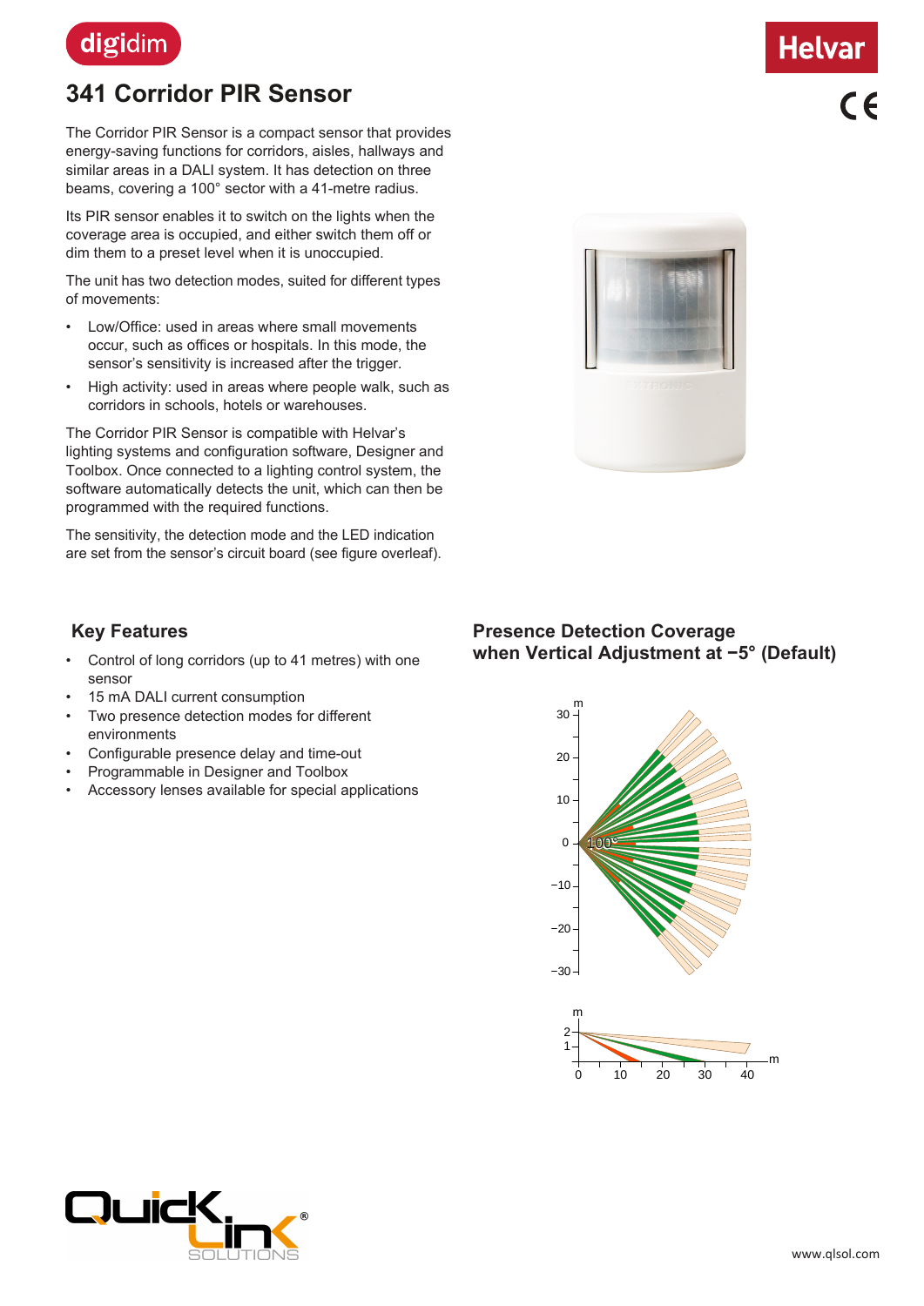digidim

Helvar

# 341 Corridor PIR Sensor

The Corridor PIR Sensor is a compact sensor that provides energy-saving functions for corridors, aisles, hallways and similar areas in a DALI system. It has detection on three beams, covering a 100° sector with a 41-metre radius.

Its PIR sensor enables it to switch on the lights when the coverage area is occupied, and either switch them off or dim them to a preset level when it is unoccupied.

The unit has two detection modes, suited for different types of movements:

- Low/Office: used in areas where small movements occur, such as offices or hospitals. In this mode, the sensor's sensitivity is increased after the trigger.
- High activity: used in areas where people walk, such as corridors in schools, hotels or warehouses.

The Corridor PIR Sensor is compatible with Helvar's lighting systems and configuration software, Designer and Toolbox. Once connected to a lighting control system, the software automatically detects the unit, which can then be programmed with the required functions.

The sensitivity, the detection mode and the LED indication are set from the sensor's circuit board (see figure overleaf).

## Key Features

- Control of long corridors (up to 41 metres) with one sensor
- 15 mA DALI current consumption
- Two presence detection modes for different environments
- Configurable presence delay and time-out
- Programmable in Designer and Toolbox
- Accessory lenses available for special applications

## Presence Detection Coverage when Vertical Adjustment at −5° (Default)

www.qlsol.com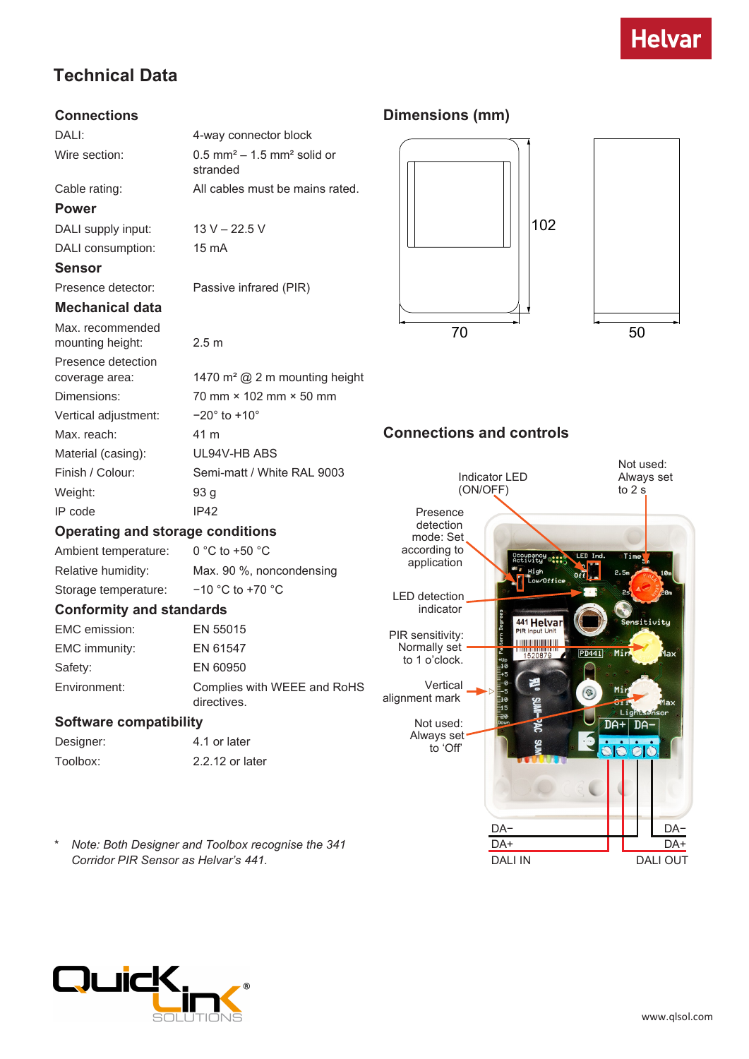## Technical Data

### Connections

| | |
|---|---|
| DALI: | 4-way connector block |
| Wire section: | 0.5 mm² – 1.5 mm² solid or stranded |
| Cable rating: | All cables must be mains rated. |

### Power

| | |
|---|---|
| DALI supply input: | 13 V – 22.5 V |
| DALI consumption: | 15 mA |

### Sensor

| | |
|---|---|
| Presence detector: | Passive infrared (PIR) |

### Mechanical data

| | |
|---|---|
| Max. recommended mounting height: | 2.5 m |
| Presence detection coverage area: | 1470 m² @ 2 m mounting height |
| Dimensions: | 70 mm × 102 mm × 50 mm |
| Vertical adjustment: | −20° to +10° |
| Max. reach: | 41 m |
| Material (casing): | UL94V-HB ABS |
| Finish / Colour: | Semi-matt / White RAL 9003 |
| Weight: | 93 g |
| IP code | IP42 |

### Operating and storage conditions

| | |
|---|---|
| Ambient temperature: | 0 °C to +50 °C |
| Relative humidity: | Max. 90 %, noncondensing |
| Storage temperature: | −10 °C to +70 °C |

### Conformity and standards

| | |
|---|---|
| EMC emission: | EN 55015 |
| EMC immunity: | EN 61547 |
| Safety: | EN 60950 |
| Environment: | Complies with WEEE and RoHS directives. |

### Software compatibility

| | |
|---|---|
| Designer: | 4.1 or later |
| Toolbox: | 2.2.12 or later |

\* *Note: Both Designer and Toolbox recognise the 341 Corridor PIR Sensor as Helvar's 441.*

### Dimensions (mm)

102

70

50

### Connections and controls

Indicator LED (ON/OFF)

Not used: Always set to 2 s

Presence detection mode: Set according to application

LED detection indicator

PIR sensitivity: Normally set to 1 o'clock.

Vertical alignment mark

Not used: Always set to 'Off'

DA– DA+ DALI IN

DA– DA+ DALI OUT

www.qlsol.com